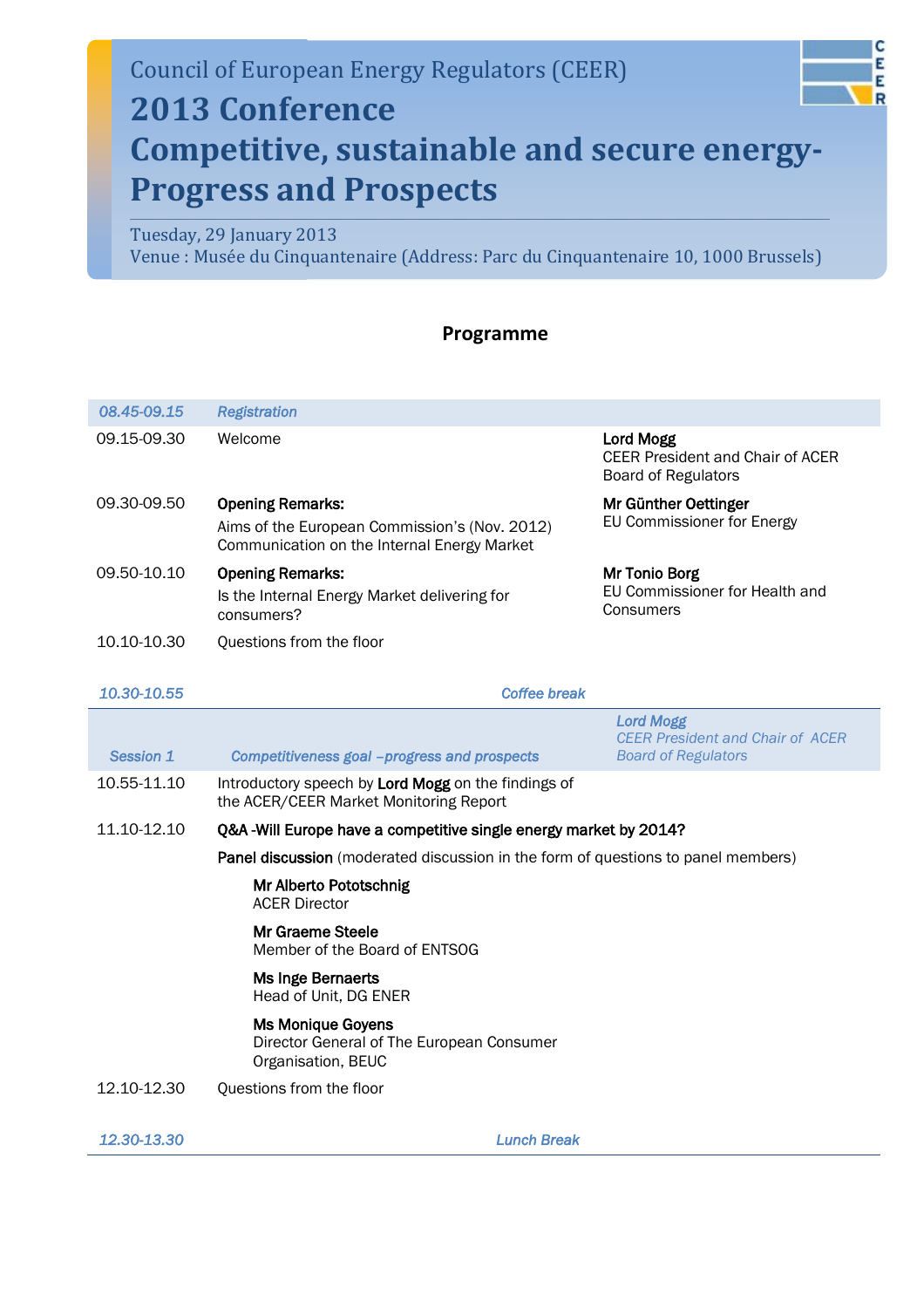Council of European Energy Regulators (CEER)

# 2013 Conference
# Competitive, sustainable and secure energy- Progress and Prospects

Tuesday, 29 January 2013
Venue : Musée du Cinquantenaire (Address: Parc du Cinquantenaire 10, 1000 Brussels)

## Programme

| | | |
|---|---|---|
| *08.45-09.15* | *Registration* | |
| 09.15-09.30 | Welcome | **Lord Mogg**<br>CEER President and Chair of ACER Board of Regulators |
| 09.30-09.50 | **Opening Remarks:**<br>Aims of the European Commission's (Nov. 2012) Communication on the Internal Energy Market | **Mr Günther Oettinger**<br>EU Commissioner for Energy |
| 09.50-10.10 | **Opening Remarks:**<br>Is the Internal Energy Market delivering for consumers? | **Mr Tonio Borg**<br>EU Commissioner for Health and Consumers |
| 10.10-10.30 | Questions from the floor | |
| *10.30-10.55* | *Coffee break* | |
| *Session 1* | *Competitiveness goal –progress and prospects* | ***Lord Mogg***<br>*CEER President and Chair of ACER Board of Regulators* |
| 10.55-11.10 | Introductory speech by **Lord Mogg** on the findings of the ACER/CEER Market Monitoring Report | |
| 11.10-12.10 | **Q&A -Will Europe have a competitive single energy market by 2014?**<br>**Panel discussion** (moderated discussion in the form of questions to panel members)<br>**Mr Alberto Pototschnig**<br>ACER Director<br>**Mr Graeme Steele**<br>Member of the Board of ENTSOG<br>**Ms Inge Bernaerts**<br>Head of Unit, DG ENER<br>**Ms Monique Goyens**<br>Director General of The European Consumer Organisation, BEUC | |
| 12.10-12.30 | Questions from the floor | |
| *12.30-13.30* | *Lunch Break* | |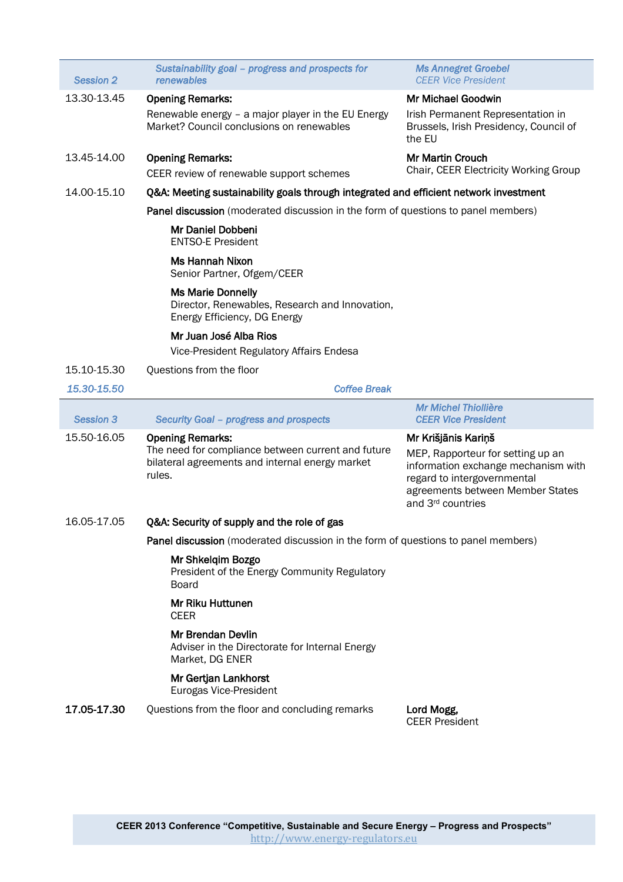| Session 2 | *Sustainability goal – progress and prospects for renewables* | *Ms Annegret Groebel* *CEER Vice President* |
|---|---|---|
| 13.30-13.45 | **Opening Remarks:** Renewable energy – a major player in the EU Energy Market? Council conclusions on renewables | **Mr Michael Goodwin** Irish Permanent Representation in Brussels, Irish Presidency, Council of the EU |
| 13.45-14.00 | **Opening Remarks:** CEER review of renewable support schemes | **Mr Martin Crouch** Chair, CEER Electricity Working Group |
| 14.00-15.10 | **Q&A: Meeting sustainability goals through integrated and efficient network investment** **Panel discussion** (moderated discussion in the form of questions to panel members) **Mr Daniel Dobbeni** ENTSO-E President **Ms Hannah Nixon** Senior Partner, Ofgem/CEER **Ms Marie Donnelly** Director, Renewables, Research and Innovation, Energy Efficiency, DG Energy **Mr Juan José Alba Rios** Vice-President Regulatory Affairs Endesa | |
| 15.10-15.30 | Questions from the floor | |
| *15.30-15.50* | *Coffee Break* | |

| Session 3 | *Security Goal – progress and prospects* | *Mr Michel Thiollière* *CEER Vice President* |
|---|---|---|
| 15.50-16.05 | **Opening Remarks:** The need for compliance between current and future bilateral agreements and internal energy market rules. | **Mr Krišjānis Kariņš** MEP, Rapporteur for setting up an information exchange mechanism with regard to intergovernmental agreements between Member States and 3rd countries |
| 16.05-17.05 | **Q&A: Security of supply and the role of gas** **Panel discussion** (moderated discussion in the form of questions to panel members) **Mr Shkelqim Bozgo** President of the Energy Community Regulatory Board **Mr Riku Huttunen** CEER **Mr Brendan Devlin** Adviser in the Directorate for Internal Energy Market, DG ENER **Mr Gertjan Lankhorst** Eurogas Vice-President | |
| **17.05-17.30** | Questions from the floor and concluding remarks | **Lord Mogg,** CEER President |